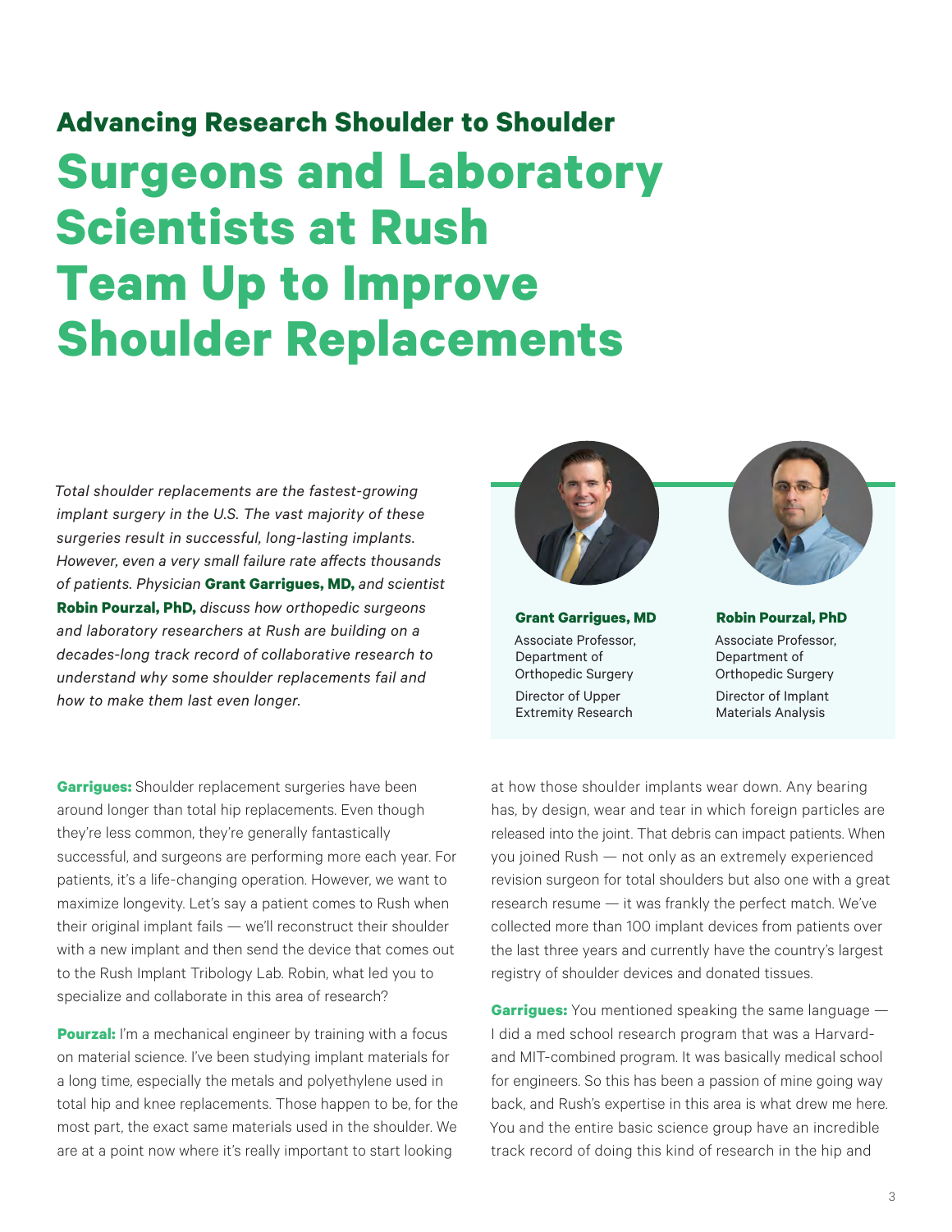## Advancing Research Shoulder to Shoulder

# Surgeons and Laboratory Scientists at Rush Team Up to Improve Shoulder Replacements

*Total shoulder replacements are the fastest-growing implant surgery in the U.S. The vast majority of these surgeries result in successful, long-lasting implants. However, even a very small failure rate affects thousands of patients. Physician* ***Grant Garrigues, MD,*** *and scientist* ***Robin Pourzal, PhD,*** *discuss how orthopedic surgeons and laboratory researchers at Rush are building on a decades-long track record of collaborative research to understand why some shoulder replacements fail and how to make them last even longer.*

**Grant Garrigues, MD**
Associate Professor, Department of Orthopedic Surgery
Director of Upper Extremity Research

**Robin Pourzal, PhD**
Associate Professor, Department of Orthopedic Surgery
Director of Implant Materials Analysis

**Garrigues:** Shoulder replacement surgeries have been around longer than total hip replacements. Even though they're less common, they're generally fantastically successful, and surgeons are performing more each year. For patients, it's a life-changing operation. However, we want to maximize longevity. Let's say a patient comes to Rush when their original implant fails — we'll reconstruct their shoulder with a new implant and then send the device that comes out to the Rush Implant Tribology Lab. Robin, what led you to specialize and collaborate in this area of research?

**Pourzal:** I'm a mechanical engineer by training with a focus on material science. I've been studying implant materials for a long time, especially the metals and polyethylene used in total hip and knee replacements. Those happen to be, for the most part, the exact same materials used in the shoulder. We are at a point now where it's really important to start looking at how those shoulder implants wear down. Any bearing has, by design, wear and tear in which foreign particles are released into the joint. That debris can impact patients. When you joined Rush — not only as an extremely experienced revision surgeon for total shoulders but also one with a great research resume — it was frankly the perfect match. We've collected more than 100 implant devices from patients over the last three years and currently have the country's largest registry of shoulder devices and donated tissues.

**Garrigues:** You mentioned speaking the same language — I did a med school research program that was a Harvard- and MIT-combined program. It was basically medical school for engineers. So this has been a passion of mine going way back, and Rush's expertise in this area is what drew me here. You and the entire basic science group have an incredible track record of doing this kind of research in the hip and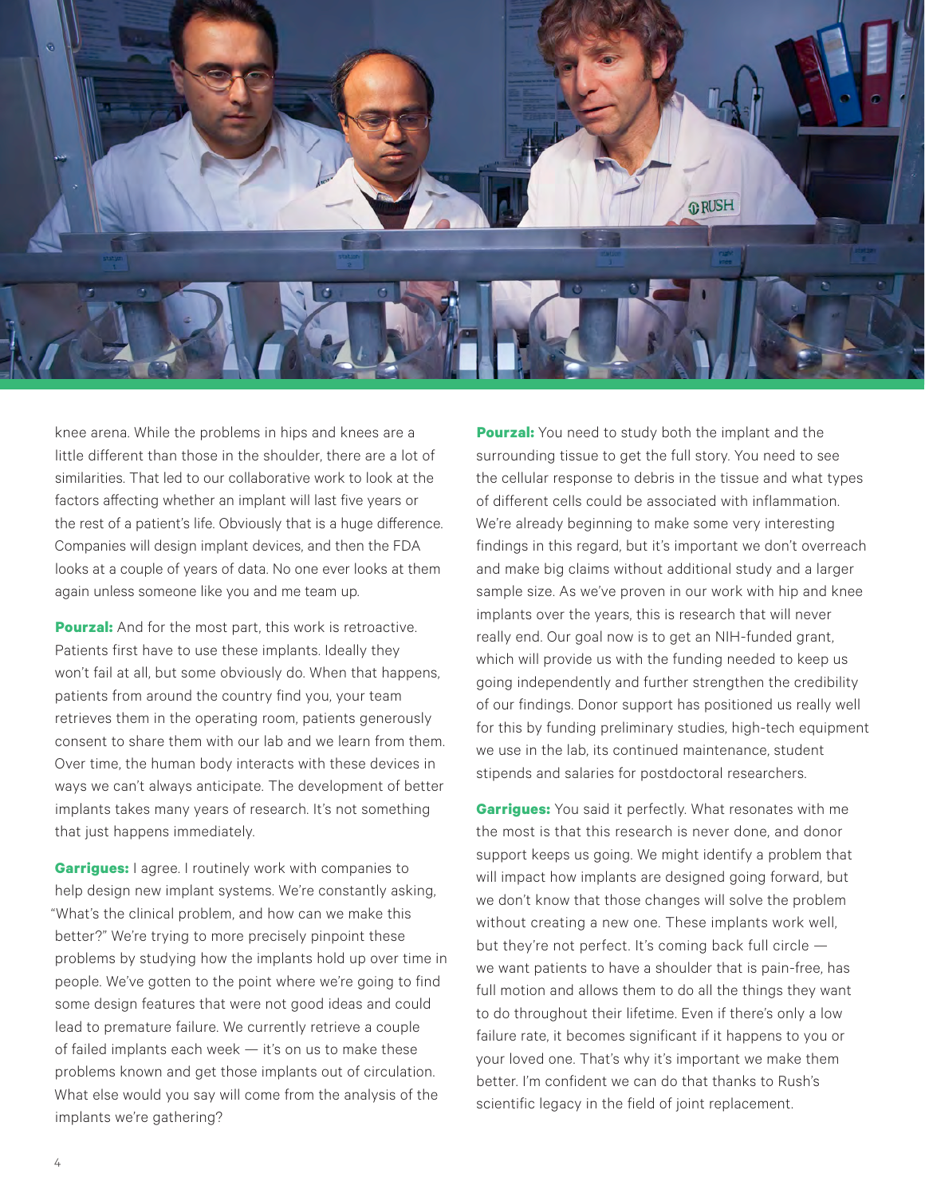knee arena. While the problems in hips and knees are a little different than those in the shoulder, there are a lot of similarities. That led to our collaborative work to look at the factors affecting whether an implant will last five years or the rest of a patient's life. Obviously that is a huge difference. Companies will design implant devices, and then the FDA looks at a couple of years of data. No one ever looks at them again unless someone like you and me team up.

**Pourzal:** And for the most part, this work is retroactive. Patients first have to use these implants. Ideally they won't fail at all, but some obviously do. When that happens, patients from around the country find you, your team retrieves them in the operating room, patients generously consent to share them with our lab and we learn from them. Over time, the human body interacts with these devices in ways we can't always anticipate. The development of better implants takes many years of research. It's not something that just happens immediately.

**Garrigues:** I agree. I routinely work with companies to help design new implant systems. We're constantly asking, "What's the clinical problem, and how can we make this better?" We're trying to more precisely pinpoint these problems by studying how the implants hold up over time in people. We've gotten to the point where we're going to find some design features that were not good ideas and could lead to premature failure. We currently retrieve a couple of failed implants each week — it's on us to make these problems known and get those implants out of circulation. What else would you say will come from the analysis of the implants we're gathering?

**Pourzal:** You need to study both the implant and the surrounding tissue to get the full story. You need to see the cellular response to debris in the tissue and what types of different cells could be associated with inflammation. We're already beginning to make some very interesting findings in this regard, but it's important we don't overreach and make big claims without additional study and a larger sample size. As we've proven in our work with hip and knee implants over the years, this is research that will never really end. Our goal now is to get an NIH-funded grant, which will provide us with the funding needed to keep us going independently and further strengthen the credibility of our findings. Donor support has positioned us really well for this by funding preliminary studies, high-tech equipment we use in the lab, its continued maintenance, student stipends and salaries for postdoctoral researchers.

**Garrigues:** You said it perfectly. What resonates with me the most is that this research is never done, and donor support keeps us going. We might identify a problem that will impact how implants are designed going forward, but we don't know that those changes will solve the problem without creating a new one. These implants work well, but they're not perfect. It's coming back full circle — we want patients to have a shoulder that is pain-free, has full motion and allows them to do all the things they want to do throughout their lifetime. Even if there's only a low failure rate, it becomes significant if it happens to you or your loved one. That's why it's important we make them better. I'm confident we can do that thanks to Rush's scientific legacy in the field of joint replacement.